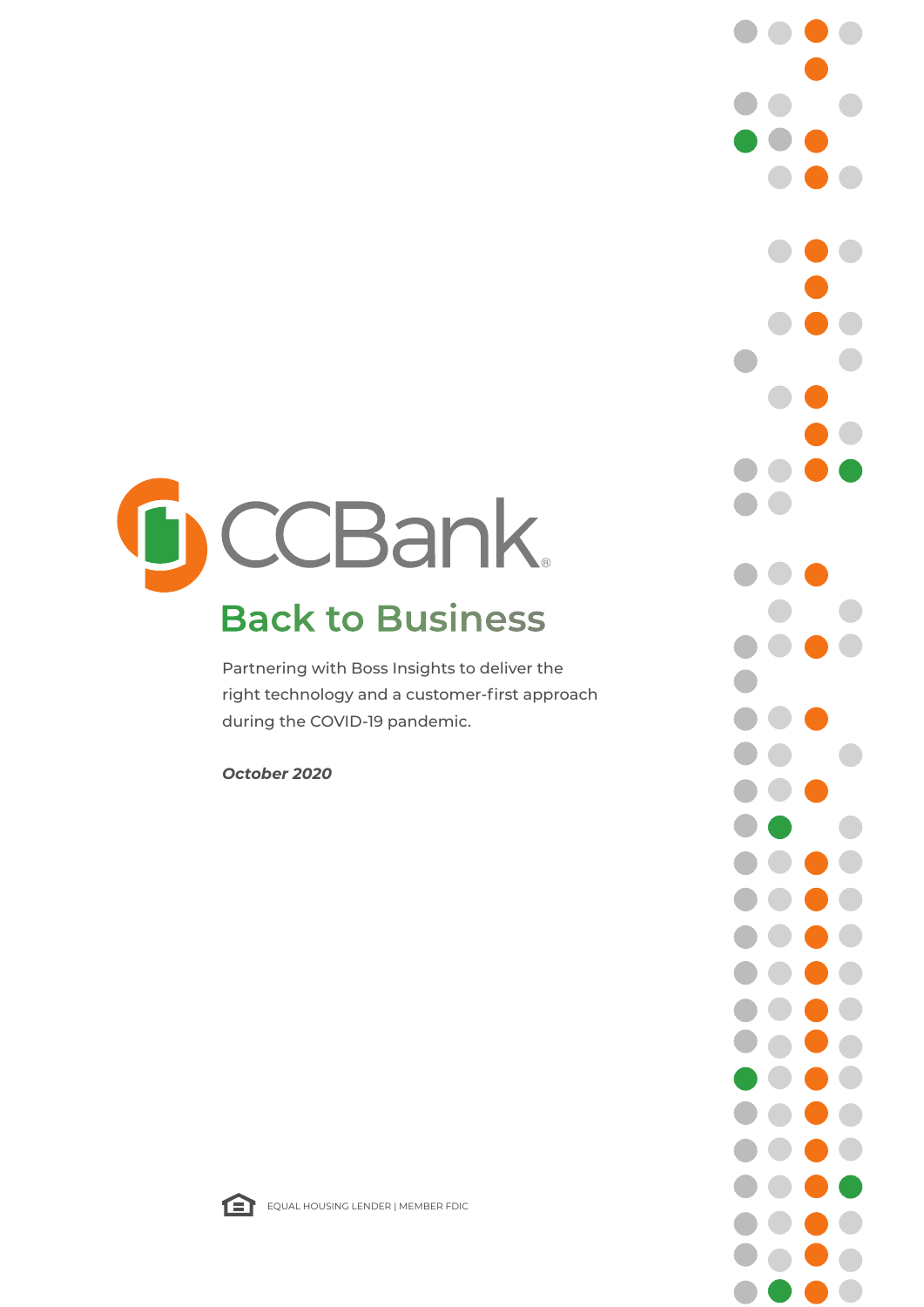# CCBank

## Back to Business

Partnering with Boss Insights to deliver the right technology and a customer-first approach during the COVID-19 pandemic.

***October 2020***

EQUAL HOUSING LENDER | MEMBER FDIC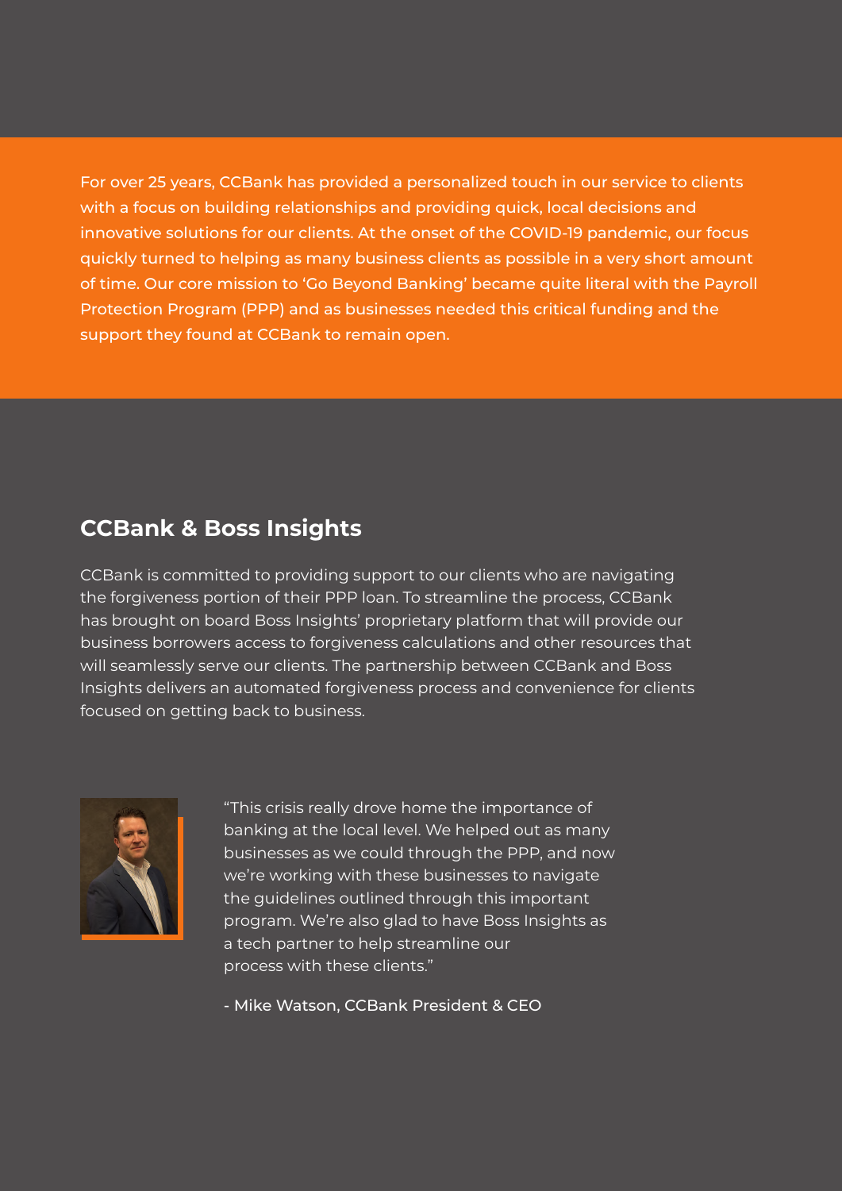For over 25 years, CCBank has provided a personalized touch in our service to clients with a focus on building relationships and providing quick, local decisions and innovative solutions for our clients. At the onset of the COVID-19 pandemic, our focus quickly turned to helping as many business clients as possible in a very short amount of time. Our core mission to 'Go Beyond Banking' became quite literal with the Payroll Protection Program (PPP) and as businesses needed this critical funding and the support they found at CCBank to remain open.

## CCBank & Boss Insights

CCBank is committed to providing support to our clients who are navigating the forgiveness portion of their PPP loan. To streamline the process, CCBank has brought on board Boss Insights' proprietary platform that will provide our business borrowers access to forgiveness calculations and other resources that will seamlessly serve our clients. The partnership between CCBank and Boss Insights delivers an automated forgiveness process and convenience for clients focused on getting back to business.

"This crisis really drove home the importance of banking at the local level. We helped out as many businesses as we could through the PPP, and now we're working with these businesses to navigate the guidelines outlined through this important program. We're also glad to have Boss Insights as a tech partner to help streamline our process with these clients."

- Mike Watson, CCBank President & CEO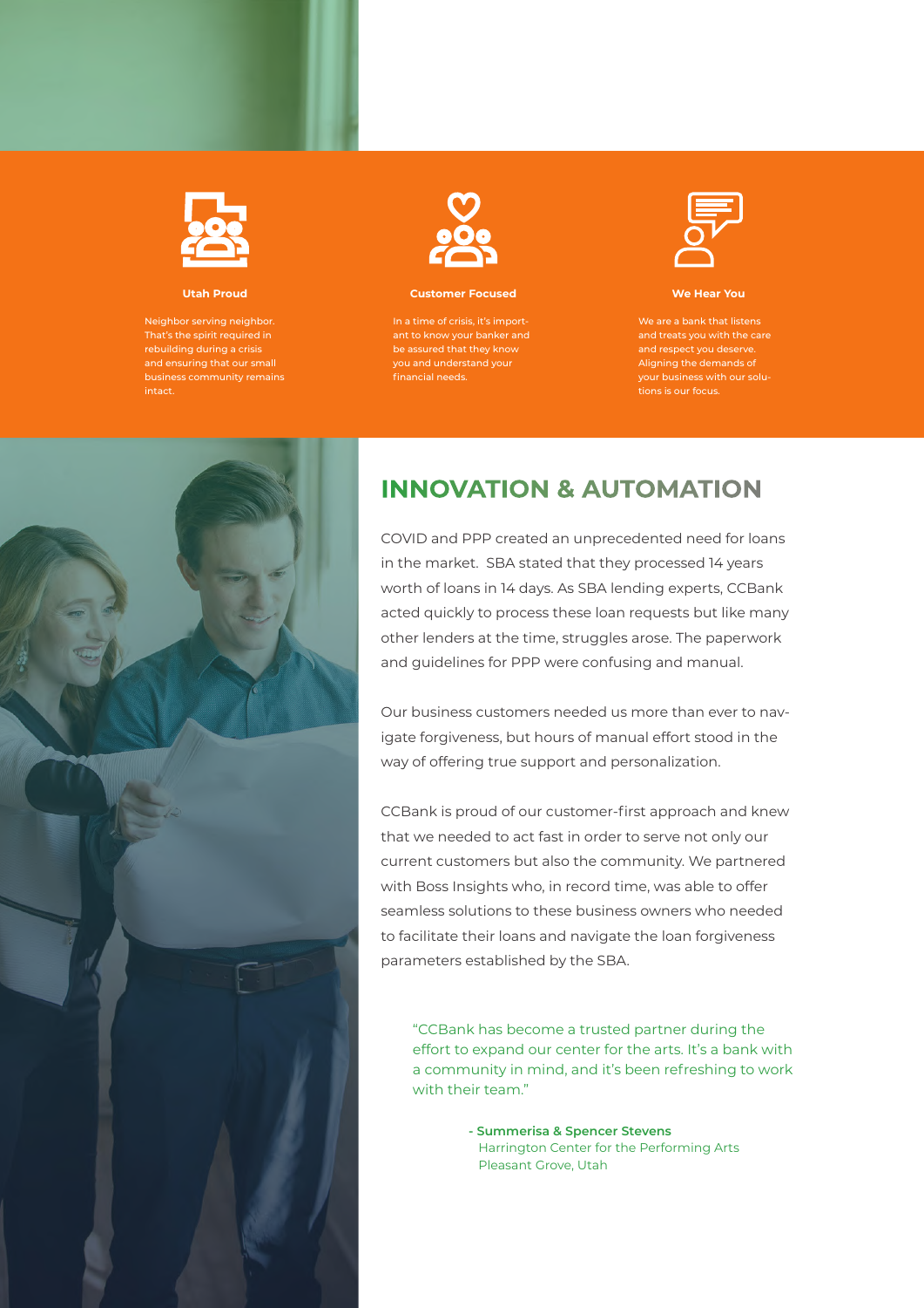### Utah Proud

Neighbor serving neighbor. That's the spirit required in rebuilding during a crisis and ensuring that our small business community remains intact.

### Customer Focused

In a time of crisis, it's important to know your banker and be assured that they know you and understand your financial needs.

### We Hear You

We are a bank that listens and treats you with the care and respect you deserve. Aligning the demands of your business with our solutions is our focus.

## INNOVATION & AUTOMATION

COVID and PPP created an unprecedented need for loans in the market. SBA stated that they processed 14 years worth of loans in 14 days. As SBA lending experts, CCBank acted quickly to process these loan requests but like many other lenders at the time, struggles arose. The paperwork and guidelines for PPP were confusing and manual.

Our business customers needed us more than ever to navigate forgiveness, but hours of manual effort stood in the way of offering true support and personalization.

CCBank is proud of our customer-first approach and knew that we needed to act fast in order to serve not only our current customers but also the community. We partnered with Boss Insights who, in record time, was able to offer seamless solutions to these business owners who needed to facilitate their loans and navigate the loan forgiveness parameters established by the SBA.

> "CCBank has become a trusted partner during the effort to expand our center for the arts. It's a bank with a community in mind, and it's been refreshing to work with their team."
>
> **- Summerisa & Spencer Stevens**
> Harrington Center for the Performing Arts
> Pleasant Grove, Utah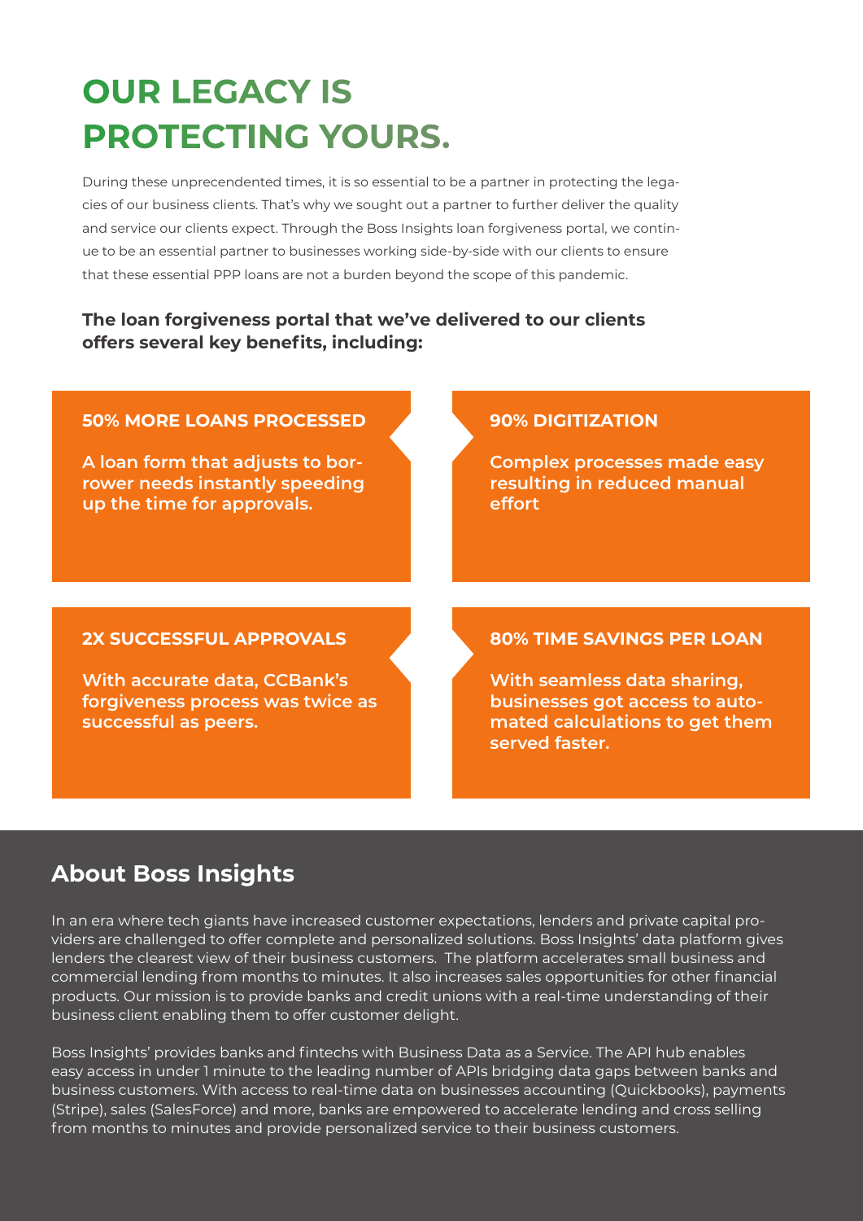# OUR LEGACY IS PROTECTING YOURS.

During these unprecendented times, it is so essential to be a partner in protecting the legacies of our business clients. That's why we sought out a partner to further deliver the quality and service our clients expect. Through the Boss Insights loan forgiveness portal, we continue to be an essential partner to businesses working side-by-side with our clients to ensure that these essential PPP loans are not a burden beyond the scope of this pandemic.

**The loan forgiveness portal that we've delivered to our clients offers several key benefits, including:**

**50% MORE LOANS PROCESSED**

**A loan form that adjusts to borrower needs instantly speeding up the time for approvals.**

**90% DIGITIZATION**

**Complex processes made easy resulting in reduced manual effort**

**2X SUCCESSFUL APPROVALS**

**With accurate data, CCBank's forgiveness process was twice as successful as peers.**

**80% TIME SAVINGS PER LOAN**

**With seamless data sharing, businesses got access to automated calculations to get them served faster.**

## About Boss Insights

In an era where tech giants have increased customer expectations, lenders and private capital providers are challenged to offer complete and personalized solutions. Boss Insights' data platform gives lenders the clearest view of their business customers. The platform accelerates small business and commercial lending from months to minutes. It also increases sales opportunities for other financial products. Our mission is to provide banks and credit unions with a real-time understanding of their business client enabling them to offer customer delight.

Boss Insights' provides banks and fintechs with Business Data as a Service. The API hub enables easy access in under 1 minute to the leading number of APIs bridging data gaps between banks and business customers. With access to real-time data on businesses accounting (Quickbooks), payments (Stripe), sales (SalesForce) and more, banks are empowered to accelerate lending and cross selling from months to minutes and provide personalized service to their business customers.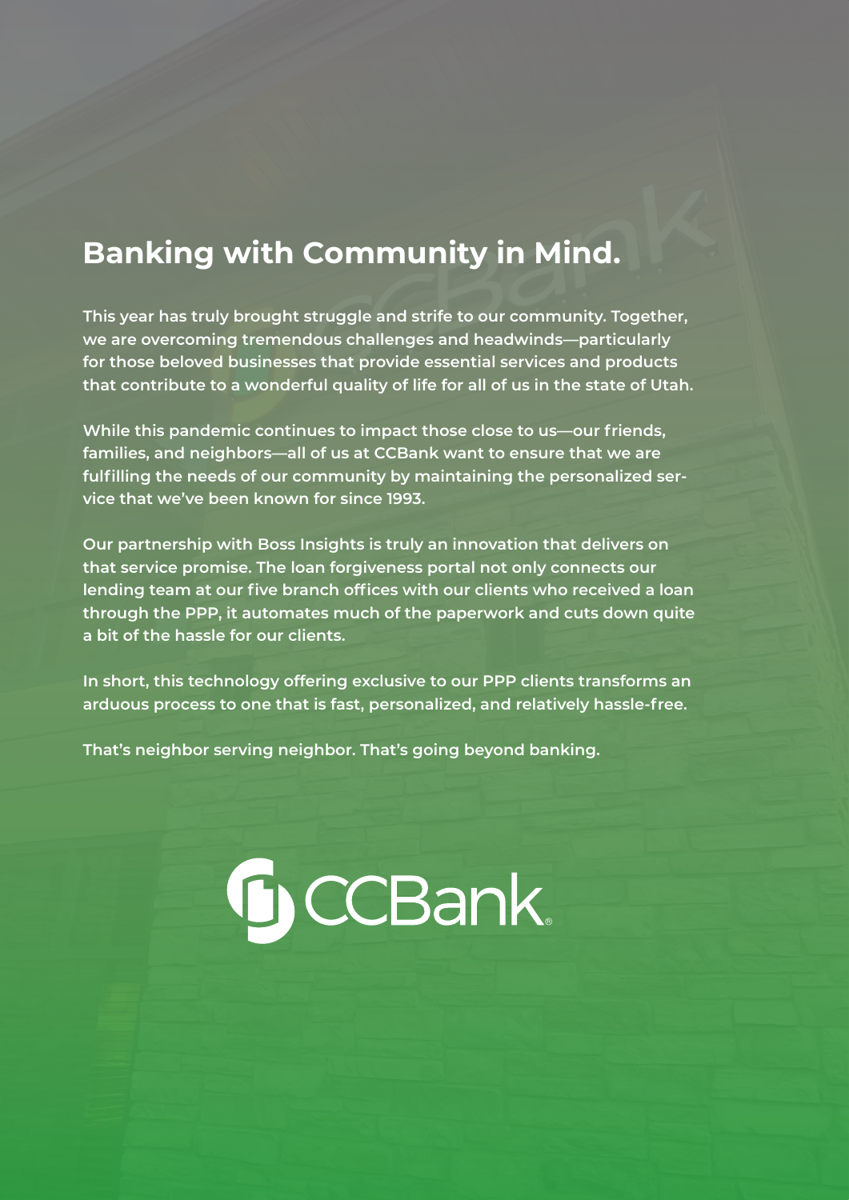# Banking with Community in Mind.

**This year has truly brought struggle and strife to our community. Together, we are overcoming tremendous challenges and headwinds—particularly for those beloved businesses that provide essential services and products that contribute to a wonderful quality of life for all of us in the state of Utah.**

**While this pandemic continues to impact those close to us—our friends, families, and neighbors—all of us at CCBank want to ensure that we are fulfilling the needs of our community by maintaining the personalized service that we've been known for since 1993.**

**Our partnership with Boss Insights is truly an innovation that delivers on that service promise. The loan forgiveness portal not only connects our lending team at our five branch offices with our clients who received a loan through the PPP, it automates much of the paperwork and cuts down quite a bit of the hassle for our clients.**

**In short, this technology offering exclusive to our PPP clients transforms an arduous process to one that is fast, personalized, and relatively hassle-free.**

**That's neighbor serving neighbor. That's going beyond banking.**

CCBank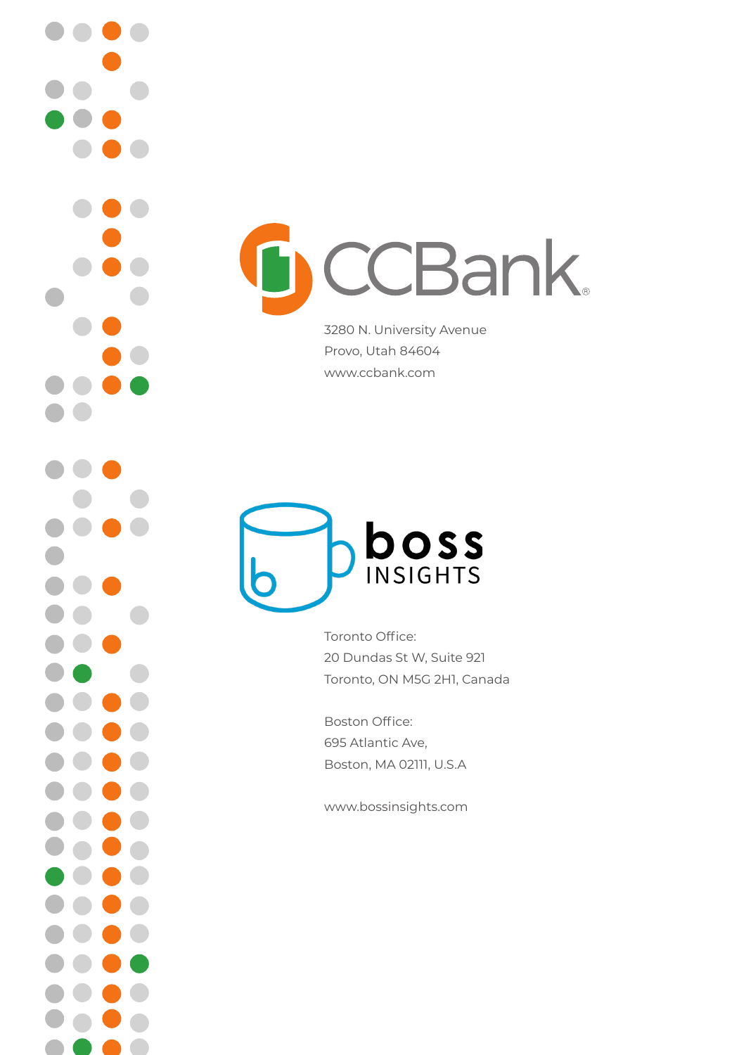CCBank®

3280 N. University Avenue
Provo, Utah 84604
www.ccbank.com

boss INSIGHTS

Toronto Office:
20 Dundas St W, Suite 921
Toronto, ON M5G 2H1, Canada

Boston Office:
695 Atlantic Ave,
Boston, MA 02111, U.S.A

www.bossinsights.com